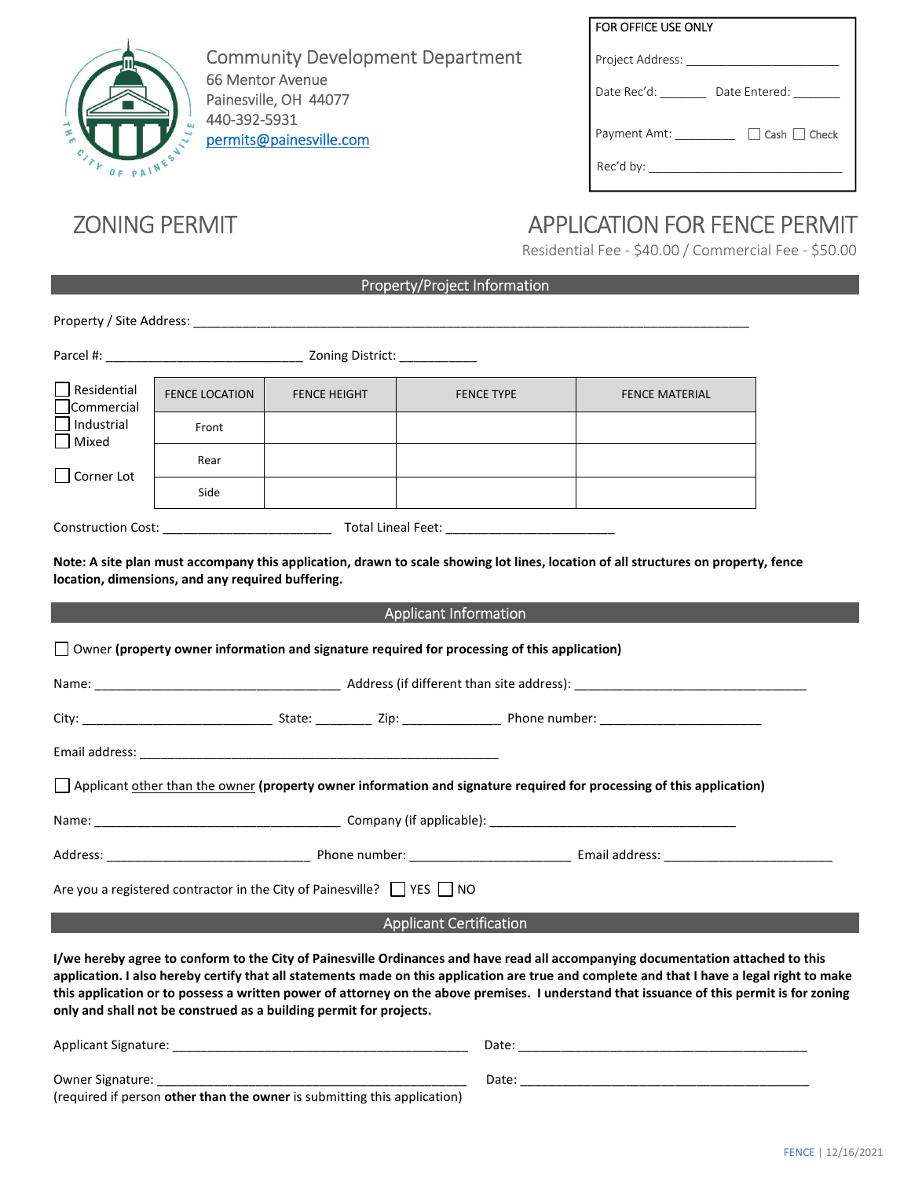Community Development Department
66 Mentor Avenue
Painesville, OH 44077
440-392-5931
permits@painesville.com

| FOR OFFICE USE ONLY | |
|---|---|
| Project Address: ___________________________ | |
| Date Rec'd: _______ | Date Entered: _______ |
| Payment Amt: _________ | ☐ Cash ☐ Check |
| Rec'd by: ______________________________ | |

# ZONING PERMIT

# APPLICATION FOR FENCE PERMIT

Residential Fee - $40.00 / Commercial Fee - $50.00

## Property/Project Information

Property / Site Address: ___________________________________________________________________________

Parcel #: __________________________ Zoning District: ___________

☐ Residential
☐ Commercial
☐ Industrial
☐ Mixed

☐ Corner Lot

| FENCE LOCATION | FENCE HEIGHT | FENCE TYPE | FENCE MATERIAL |
|---|---|---|---|
| Front | | | |
| Rear | | | |
| Side | | | |

Construction Cost: _______________________ Total Lineal Feet: _______________________

**Note: A site plan must accompany this application, drawn to scale showing lot lines, location of all structures on property, fence location, dimensions, and any required buffering.**

## Applicant Information

☐ Owner **(property owner information and signature required for processing of this application)**

Name: __________________________________ Address (if different than site address): ________________________________

City: __________________________ State: ________ Zip: ______________ Phone number: _______________________

Email address: ____________________________________________________

☐ Applicant other than the owner **(property owner information and signature required for processing of this application)**

Name: __________________________________ Company (if applicable): __________________________________

Address: ____________________________ Phone number: ______________________ Email address: _______________________

Are you a registered contractor in the City of Painesville? ☐ YES ☐ NO

## Applicant Certification

**I/we hereby agree to conform to the City of Painesville Ordinances and have read all accompanying documentation attached to this application. I also hereby certify that all statements made on this application are true and complete and that I have a legal right to make this application or to possess a written power of attorney on the above premises. I understand that issuance of this permit is for zoning only and shall not be construed as a building permit for projects.**

Applicant Signature: _________________________________________ Date: __________________________________________

Owner Signature: ____________________________________________ Date: __________________________________________
(required if person **other than the owner** is submitting this application)

FENCE | 12/16/2021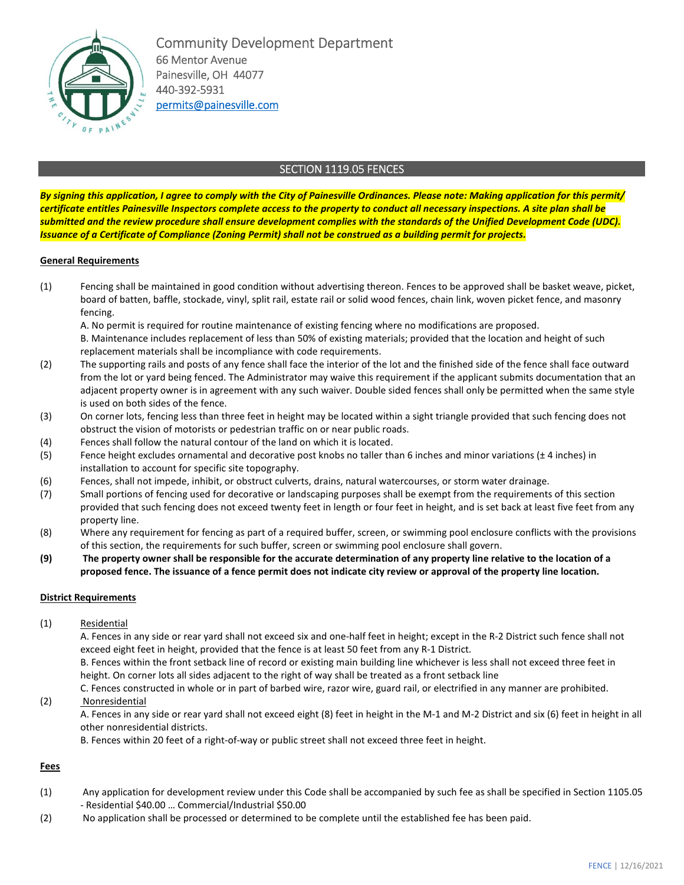Community Development Department
66 Mentor Avenue
Painesville, OH 44077
440-392-5931
permits@painesville.com

## SECTION 1119.05 FENCES

***By signing this application, I agree to comply with the City of Painesville Ordinances. Please note: Making application for this permit/ certificate entitles Painesville Inspectors complete access to the property to conduct all necessary inspections. A site plan shall be submitted and the review procedure shall ensure development complies with the standards of the Unified Development Code (UDC). Issuance of a Certificate of Compliance (Zoning Permit) shall not be construed as a building permit for projects.***

### General Requirements

(1) Fencing shall be maintained in good condition without advertising thereon. Fences to be approved shall be basket weave, picket, board of batten, baffle, stockade, vinyl, split rail, estate rail or solid wood fences, chain link, woven picket fence, and masonry fencing.
A. No permit is required for routine maintenance of existing fencing where no modifications are proposed.
B. Maintenance includes replacement of less than 50% of existing materials; provided that the location and height of such replacement materials shall be incompliance with code requirements.

(2) The supporting rails and posts of any fence shall face the interior of the lot and the finished side of the fence shall face outward from the lot or yard being fenced. The Administrator may waive this requirement if the applicant submits documentation that an adjacent property owner is in agreement with any such waiver. Double sided fences shall only be permitted when the same style is used on both sides of the fence.

(3) On corner lots, fencing less than three feet in height may be located within a sight triangle provided that such fencing does not obstruct the vision of motorists or pedestrian traffic on or near public roads.

(4) Fences shall follow the natural contour of the land on which it is located.

(5) Fence height excludes ornamental and decorative post knobs no taller than 6 inches and minor variations (± 4 inches) in installation to account for specific site topography.

(6) Fences, shall not impede, inhibit, or obstruct culverts, drains, natural watercourses, or storm water drainage.

(7) Small portions of fencing used for decorative or landscaping purposes shall be exempt from the requirements of this section provided that such fencing does not exceed twenty feet in length or four feet in height, and is set back at least five feet from any property line.

(8) Where any requirement for fencing as part of a required buffer, screen, or swimming pool enclosure conflicts with the provisions of this section, the requirements for such buffer, screen or swimming pool enclosure shall govern.

**(9) The property owner shall be responsible for the accurate determination of any property line relative to the location of a proposed fence. The issuance of a fence permit does not indicate city review or approval of the property line location.**

### District Requirements

(1) Residential
A. Fences in any side or rear yard shall not exceed six and one-half feet in height; except in the R-2 District such fence shall not exceed eight feet in height, provided that the fence is at least 50 feet from any R-1 District.
B. Fences within the front setback line of record or existing main building line whichever is less shall not exceed three feet in height. On corner lots all sides adjacent to the right of way shall be treated as a front setback line
C. Fences constructed in whole or in part of barbed wire, razor wire, guard rail, or electrified in any manner are prohibited.

(2) Nonresidential
A. Fences in any side or rear yard shall not exceed eight (8) feet in height in the M-1 and M-2 District and six (6) feet in height in all other nonresidential districts.
B. Fences within 20 feet of a right-of-way or public street shall not exceed three feet in height.

### Fees

(1) Any application for development review under this Code shall be accompanied by such fee as shall be specified in Section 1105.05 - Residential $40.00 … Commercial/Industrial $50.00

(2) No application shall be processed or determined to be complete until the established fee has been paid.

FENCE | 12/16/2021